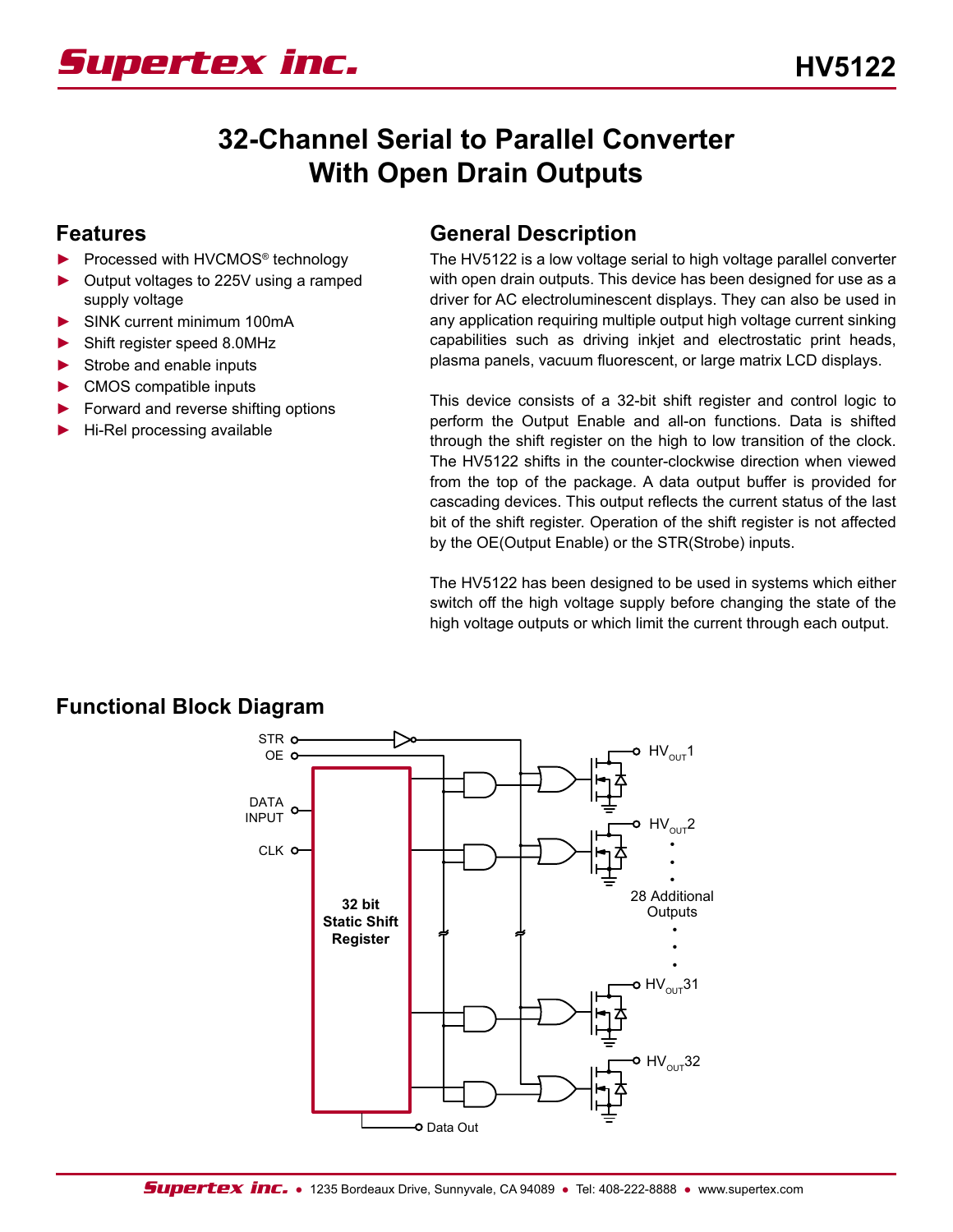# 32-Channel Serial to Parallel Converter With Open Drain Outputs

## Features

- Processed with HVCMOS® technology
- Output voltages to 225V using a ramped supply voltage
- SINK current minimum 100mA
- Shift register speed 8.0MHz
- Strobe and enable inputs
- CMOS compatible inputs
- Forward and reverse shifting options
- Hi-Rel processing available

## General Description

The HV5122 is a low voltage serial to high voltage parallel converter with open drain outputs. This device has been designed for use as a driver for AC electroluminescent displays. They can also be used in any application requiring multiple output high voltage current sinking capabilities such as driving inkjet and electrostatic print heads, plasma panels, vacuum fluorescent, or large matrix LCD displays.

This device consists of a 32-bit shift register and control logic to perform the Output Enable and all-on functions. Data is shifted through the shift register on the high to low transition of the clock. The HV5122 shifts in the counter-clockwise direction when viewed from the top of the package. A data output buffer is provided for cascading devices. This output reflects the current status of the last bit of the shift register. Operation of the shift register is not affected by the OE(Output Enable) or the STR(Strobe) inputs.

The HV5122 has been designed to be used in systems which either switch off the high voltage supply before changing the state of the high voltage outputs or which limit the current through each output.

## Functional Block Diagram

STR, OE, DATA INPUT, CLK, 32 bit Static Shift Register, Data Out, $HV_{OUT}1$, $HV_{OUT}2$, 28 Additional Outputs, $HV_{OUT}31$, $HV_{OUT}32$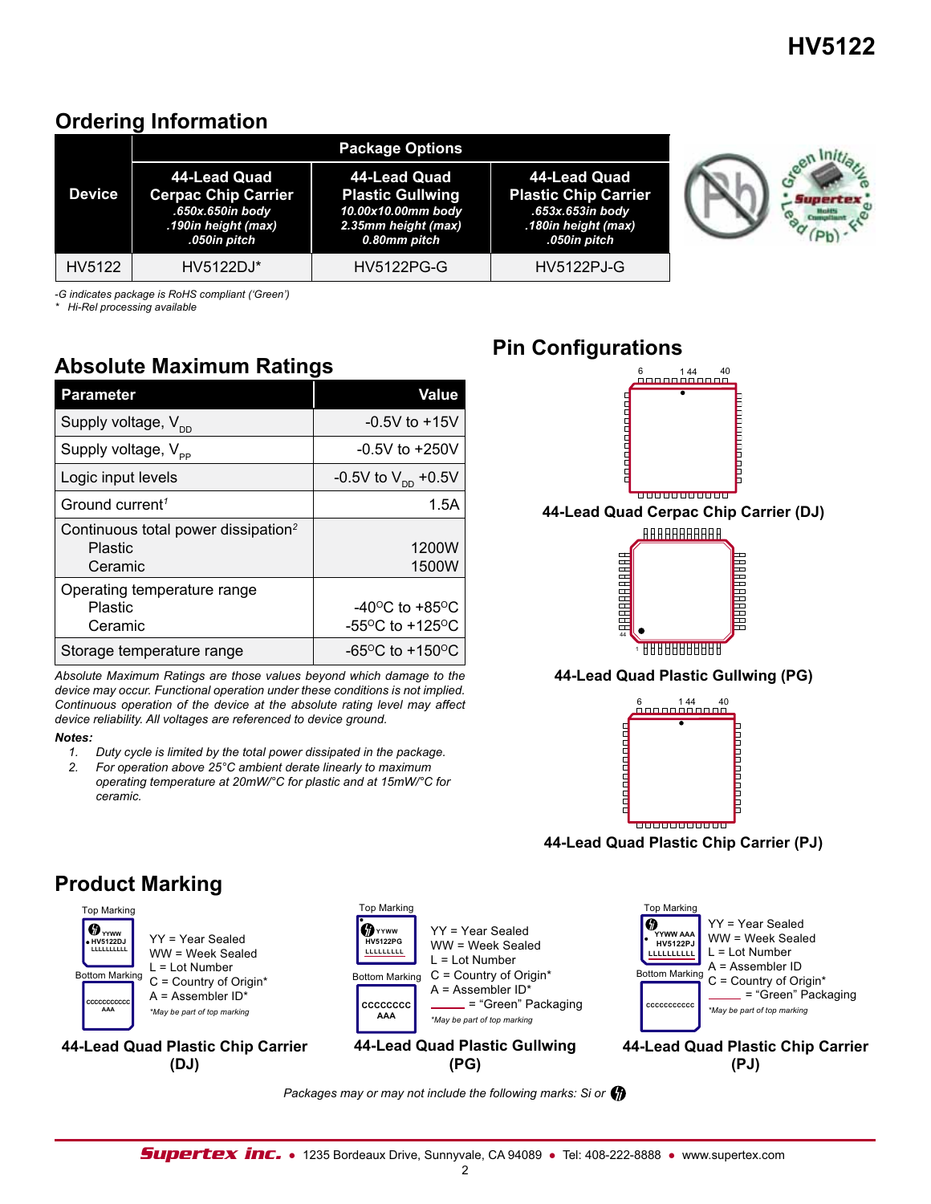## Ordering Information

| Device | Package Options | | |
|---|---|---|---|
| | **44-Lead Quad Cerpac Chip Carrier** *.650x.650in body .190in height (max) .050in pitch* | **44-Lead Quad Plastic Gullwing** *10.00x10.00mm body 2.35mm height (max) 0.80mm pitch* | **44-Lead Quad Plastic Chip Carrier** *.653x.653in body .180in height (max) .050in pitch* |
| HV5122 | HV5122DJ* | HV5122PG-G | HV5122PJ-G |

*-G indicates package is RoHS compliant ('Green')*
*\* Hi-Rel processing available*

## Absolute Maximum Ratings

| Parameter | Value |
|---|---|
| Supply voltage, $V_{DD}$ | -0.5V to +15V |
| Supply voltage, $V_{PP}$ | -0.5V to +250V |
| Logic input levels | -0.5V to $V_{DD}$ +0.5V |
| Ground current[1] | 1.5A |
| Continuous total power dissipation[2] | |
| Plastic | 1200W |
| Ceramic | 1500W |
| Operating temperature range | |
| Plastic | -40°C to +85°C |
| Ceramic | -55°C to +125°C |
| Storage temperature range | -65°C to +150°C |

*Absolute Maximum Ratings are those values beyond which damage to the device may occur. Functional operation under these conditions is not implied. Continuous operation of the device at the absolute rating level may affect device reliability. All voltages are referenced to device ground.*

***Notes:***

1. *Duty cycle is limited by the total power dissipated in the package.*
2. *For operation above 25°C ambient derate linearly to maximum operating temperature at 20mW/°C for plastic and at 15mW/°C for ceramic.*

## Pin Configurations

**44-Lead Quad Cerpac Chip Carrier (DJ)**

**44-Lead Quad Plastic Gullwing (PG)**

**44-Lead Quad Plastic Chip Carrier (PJ)**

## Product Marking

**44-Lead Quad Plastic Chip Carrier (DJ)**

Top Marking: YYWW / HV5122DJ / LLLLLLLLL
Bottom Marking: CCCCCCCCCCC / AAA

YY = Year Sealed
WW = Week Sealed
L = Lot Number
C = Country of Origin*
A = Assembler ID*

*\*May be part of top marking*

**44-Lead Quad Plastic Gullwing (PG)**

Top Marking: YYWW / HV5122PG / LLLLLLLLL
Bottom Marking: CCCCCCCC / AAA

YY = Year Sealed
WW = Week Sealed
L = Lot Number
C = Country of Origin*
A = Assembler ID*
___ = "Green" Packaging

*\*May be part of top marking*

**44-Lead Quad Plastic Chip Carrier (PJ)**

Top Marking: YYWW AAA / HV5122PJ / LLLLLLLLL
Bottom Marking: CCCCCCCCCCC

YY = Year Sealed
WW = Week Sealed
L = Lot Number
A = Assembler ID
C = Country of Origin*
___ = "Green" Packaging

*\*May be part of top marking*

*Packages may or may not include the following marks: Si or*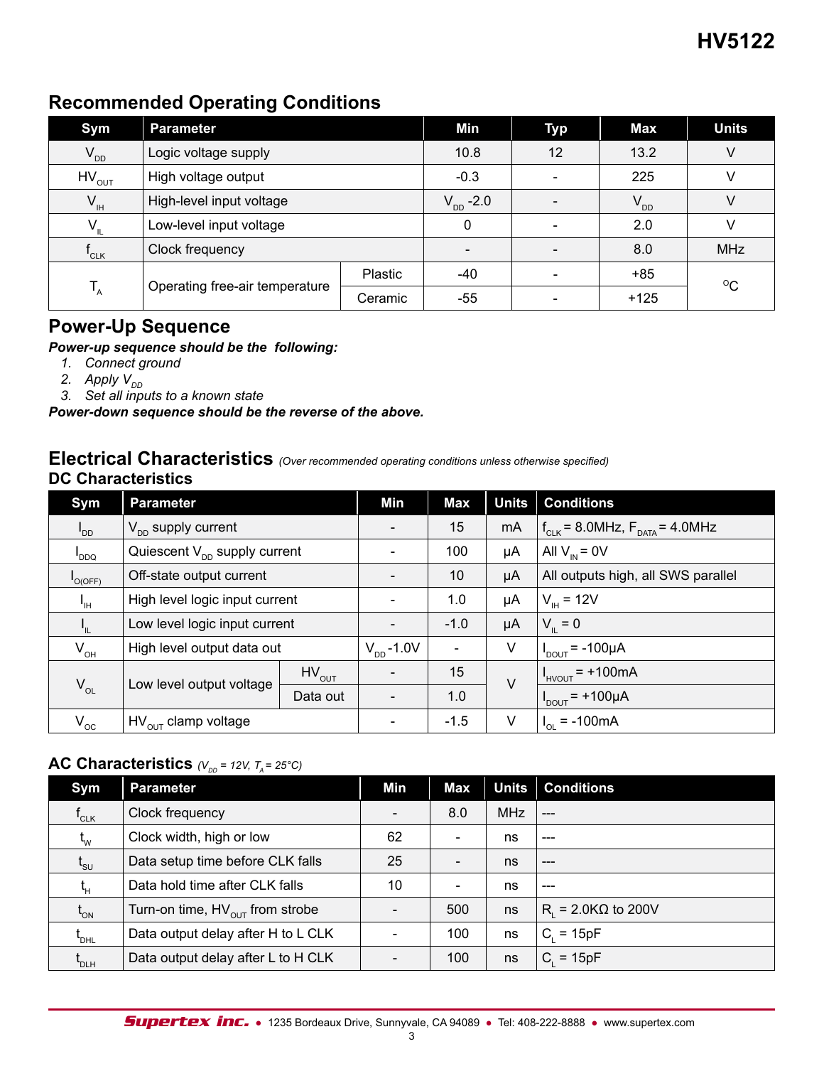## Recommended Operating Conditions

| Sym | Parameter | | Min | Typ | Max | Units |
|---|---|---|---|---|---|---|
| $V_{DD}$ | Logic voltage supply | | 10.8 | 12 | 13.2 | V |
| $HV_{OUT}$ | High voltage output | | -0.3 | - | 225 | V |
| $V_{IH}$ | High-level input voltage | | $V_{DD}$ -2.0 | - | $V_{DD}$ | V |
| $V_{IL}$ | Low-level input voltage | | 0 | - | 2.0 | V |
| $f_{CLK}$ | Clock frequency | | - | - | 8.0 | MHz |
| $T_A$ | Operating free-air temperature | Plastic | -40 | - | +85 | °C |
| | | Ceramic | -55 | - | +125 | |

## Power-Up Sequence

***Power-up sequence should be the following:***

1. *Connect ground*
2. *Apply $V_{DD}$*
3. *Set all inputs to a known state*

***Power-down sequence should be the reverse of the above.***

## Electrical Characteristics *(Over recommended operating conditions unless otherwise specified)*

### DC Characteristics

| Sym | Parameter | | Min | Max | Units | Conditions |
|---|---|---|---|---|---|---|
| $I_{DD}$ | $V_{DD}$ supply current | | - | 15 | mA | $f_{CLK}$ = 8.0MHz, $F_{DATA}$ = 4.0MHz |
| $I_{DDQ}$ | Quiescent $V_{DD}$ supply current | | - | 100 | µA | All $V_{IN}$ = 0V |
| $I_{O(OFF)}$ | Off-state output current | | - | 10 | µA | All outputs high, all SWS parallel |
| $I_{IH}$ | High level logic input current | | - | 1.0 | µA | $V_{IH}$ = 12V |
| $I_{IL}$ | Low level logic input current | | - | -1.0 | µA | $V_{IL}$ = 0 |
| $V_{OH}$ | High level output data out | | $V_{DD}$ -1.0V | - | V | $I_{DOUT}$ = -100µA |
| $V_{OL}$ | Low level output voltage | $HV_{OUT}$ | - | 15 | V | $I_{HVOUT}$ = +100mA |
| | | Data out | - | 1.0 | | $I_{DOUT}$ = +100µA |
| $V_{OC}$ | $HV_{OUT}$ clamp voltage | | - | -1.5 | V | $I_{OL}$ = -100mA |

### AC Characteristics *($V_{DD}$ = 12V, $T_A$ = 25°C)*

| Sym | Parameter | Min | Max | Units | Conditions |
|---|---|---|---|---|---|
| $f_{CLK}$ | Clock frequency | - | 8.0 | MHz | --- |
| $t_W$ | Clock width, high or low | 62 | - | ns | --- |
| $t_{SU}$ | Data setup time before CLK falls | 25 | - | ns | --- |
| $t_H$ | Data hold time after CLK falls | 10 | - | ns | --- |
| $t_{ON}$ | Turn-on time, $HV_{OUT}$ from strobe | - | 500 | ns | $R_L$ = 2.0KΩ to 200V |
| $t_{DHL}$ | Data output delay after H to L CLK | - | 100 | ns | $C_L$ = 15pF |
| $t_{DLH}$ | Data output delay after L to H CLK | - | 100 | ns | $C_L$ = 15pF |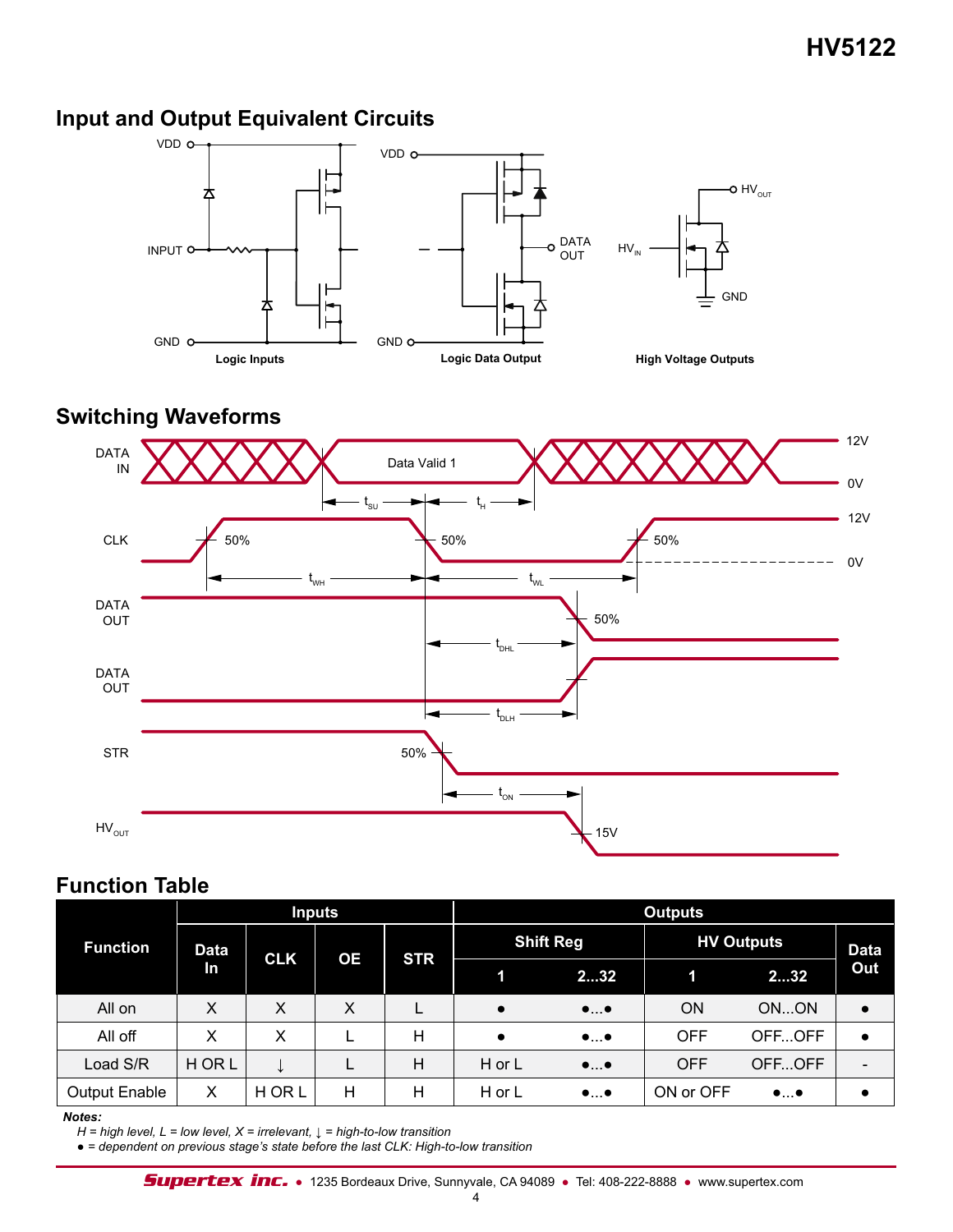## Input and Output Equivalent Circuits

Logic Inputs

Logic Data Output

High Voltage Outputs

## Switching Waveforms

## Function Table

| Function | Inputs | | | | Outputs | | | | |
|---|---|---|---|---|---|---|---|---|---|
| | Data In | CLK | OE | STR | Shift Reg | | HV Outputs | | Data Out |
| | | | | | 1 | 2...32 | 1 | 2...32 | |
| All on | X | X | X | L | ● | ●...● | ON | ON...ON | ● |
| All off | X | X | L | H | ● | ●...● | OFF | OFF...OFF | ● |
| Load S/R | H OR L | ↓ | L | H | H or L | ●...● | OFF | OFF...OFF | - |
| Output Enable | X | H OR L | H | H | H or L | ●...● | ON or OFF | ●...● | ● |

***Notes:***

*H = high level, L = low level, X = irrelevant, ↓ = high-to-low transition*

*● = dependent on previous stage's state before the last CLK: High-to-low transition*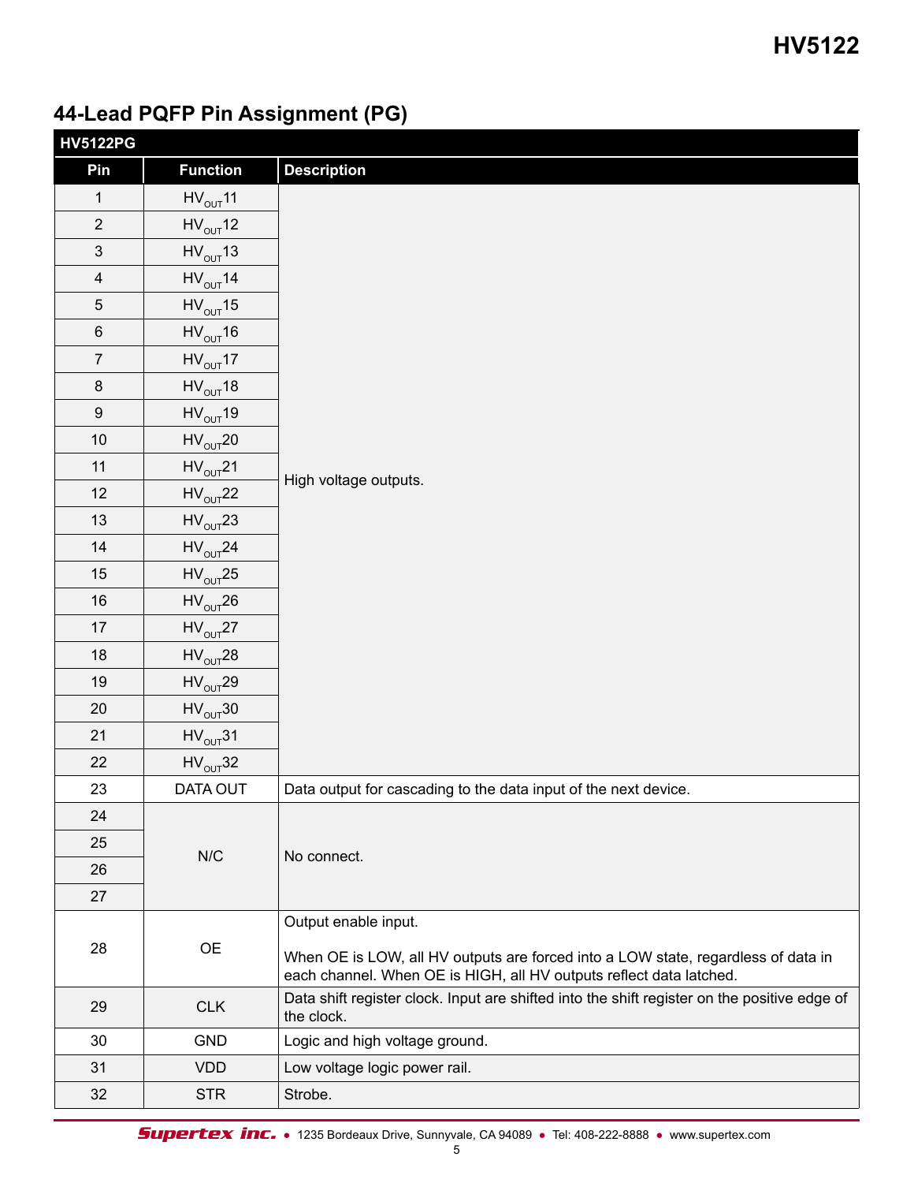## 44-Lead PQFP Pin Assignment (PG)

**HV5122PG**

| Pin | Function | Description |
|---|---|---|
| 1 | $HV_{OUT}$11 | High voltage outputs. |
| 2 | $HV_{OUT}$12 | |
| 3 | $HV_{OUT}$13 | |
| 4 | $HV_{OUT}$14 | |
| 5 | $HV_{OUT}$15 | |
| 6 | $HV_{OUT}$16 | |
| 7 | $HV_{OUT}$17 | |
| 8 | $HV_{OUT}$18 | |
| 9 | $HV_{OUT}$19 | |
| 10 | $HV_{OUT}$20 | |
| 11 | $HV_{OUT}$21 | |
| 12 | $HV_{OUT}$22 | |
| 13 | $HV_{OUT}$23 | |
| 14 | $HV_{OUT}$24 | |
| 15 | $HV_{OUT}$25 | |
| 16 | $HV_{OUT}$26 | |
| 17 | $HV_{OUT}$27 | |
| 18 | $HV_{OUT}$28 | |
| 19 | $HV_{OUT}$29 | |
| 20 | $HV_{OUT}$30 | |
| 21 | $HV_{OUT}$31 | |
| 22 | $HV_{OUT}$32 | |
| 23 | DATA OUT | Data output for cascading to the data input of the next device. |
| 24 | N/C | No connect. |
| 25 | | |
| 26 | | |
| 27 | | |
| 28 | OE | Output enable input.<br><br>When OE is LOW, all HV outputs are forced into a LOW state, regardless of data in each channel. When OE is HIGH, all HV outputs reflect data latched. |
| 29 | CLK | Data shift register clock. Input are shifted into the shift register on the positive edge of the clock. |
| 30 | GND | Logic and high voltage ground. |
| 31 | VDD | Low voltage logic power rail. |
| 32 | STR | Strobe. |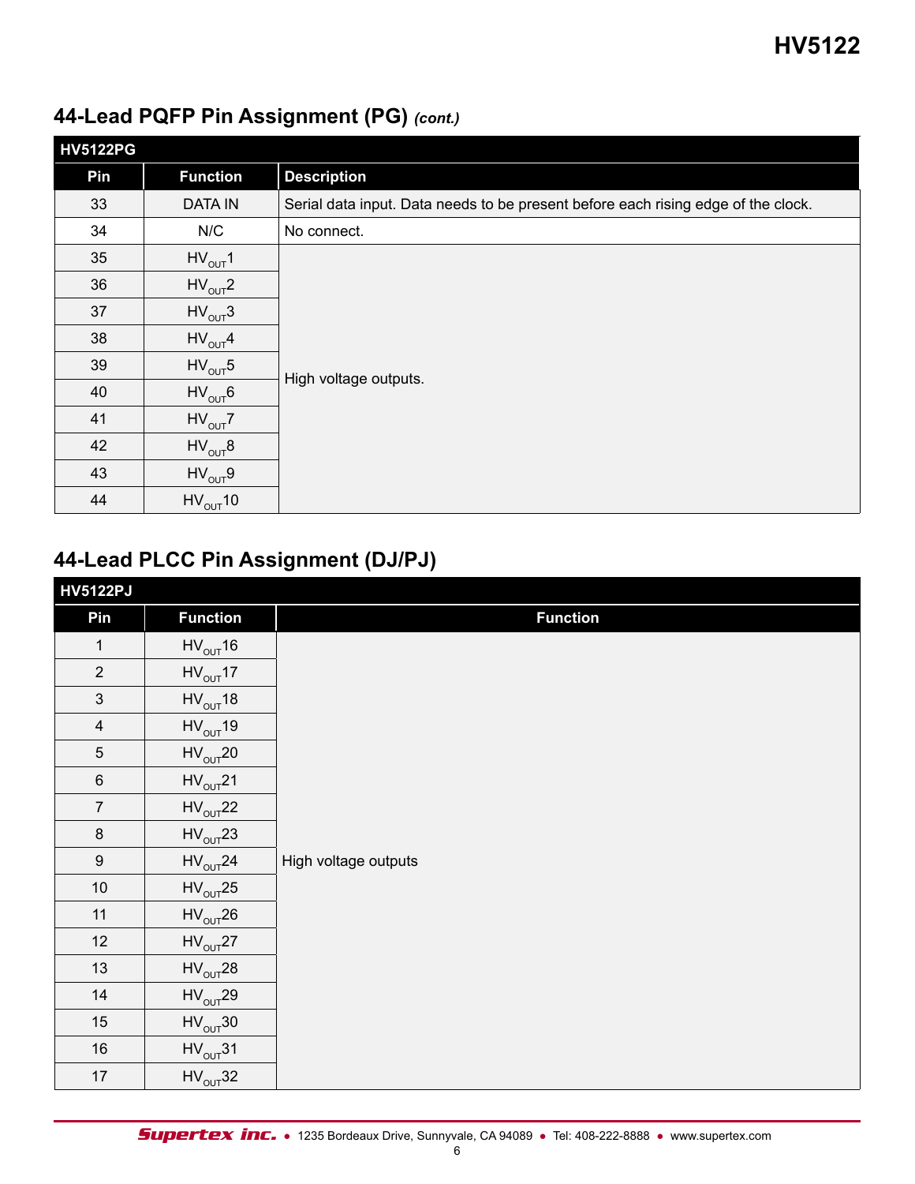## 44-Lead PQFP Pin Assignment (PG) *(cont.)*

| HV5122PG | | |
|---|---|---|
| **Pin** | **Function** | **Description** |
| 33 | DATA IN | Serial data input. Data needs to be present before each rising edge of the clock. |
| 34 | N/C | No connect. |
| 35 | $HV_{OUT}1$ | High voltage outputs. |
| 36 | $HV_{OUT}2$ | |
| 37 | $HV_{OUT}3$ | |
| 38 | $HV_{OUT}4$ | |
| 39 | $HV_{OUT}5$ | |
| 40 | $HV_{OUT}6$ | |
| 41 | $HV_{OUT}7$ | |
| 42 | $HV_{OUT}8$ | |
| 43 | $HV_{OUT}9$ | |
| 44 | $HV_{OUT}10$ | |

## 44-Lead PLCC Pin Assignment (DJ/PJ)

| HV5122PJ | | |
|---|---|---|
| **Pin** | **Function** | **Function** |
| 1 | $HV_{OUT}16$ | High voltage outputs |
| 2 | $HV_{OUT}17$ | |
| 3 | $HV_{OUT}18$ | |
| 4 | $HV_{OUT}19$ | |
| 5 | $HV_{OUT}20$ | |
| 6 | $HV_{OUT}21$ | |
| 7 | $HV_{OUT}22$ | |
| 8 | $HV_{OUT}23$ | |
| 9 | $HV_{OUT}24$ | |
| 10 | $HV_{OUT}25$ | |
| 11 | $HV_{OUT}26$ | |
| 12 | $HV_{OUT}27$ | |
| 13 | $HV_{OUT}28$ | |
| 14 | $HV_{OUT}29$ | |
| 15 | $HV_{OUT}30$ | |
| 16 | $HV_{OUT}31$ | |
| 17 | $HV_{OUT}32$ | |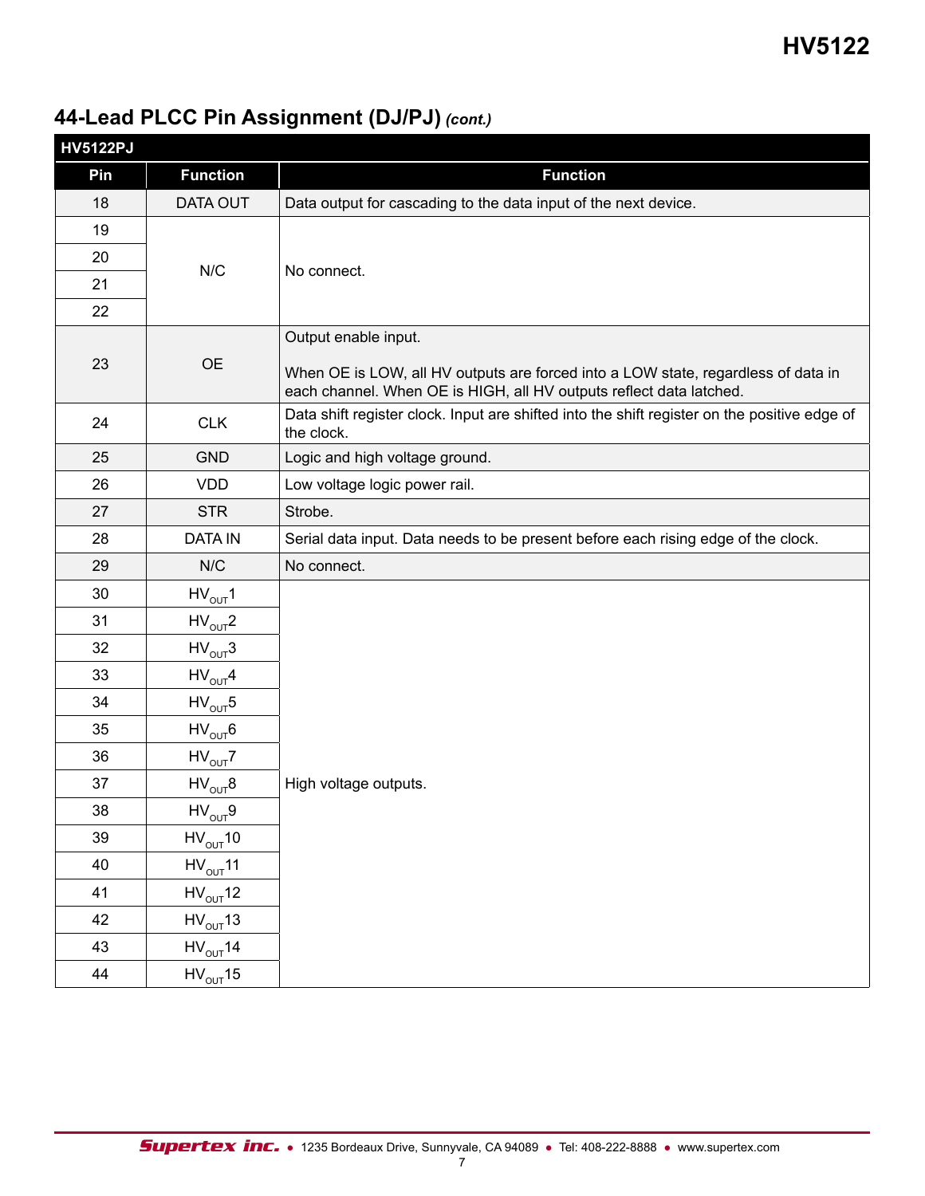## 44-Lead PLCC Pin Assignment (DJ/PJ) *(cont.)*

| HV5122PJ | | |
|---|---|---|
| **Pin** | **Function** | **Function** |
| 18 | DATA OUT | Data output for cascading to the data input of the next device. |
| 19 | N/C | No connect. |
| 20 | | |
| 21 | | |
| 22 | | |
| 23 | OE | Output enable input.<br><br>When OE is LOW, all HV outputs are forced into a LOW state, regardless of data in each channel. When OE is HIGH, all HV outputs reflect data latched. |
| 24 | CLK | Data shift register clock. Input are shifted into the shift register on the positive edge of the clock. |
| 25 | GND | Logic and high voltage ground. |
| 26 | VDD | Low voltage logic power rail. |
| 27 | STR | Strobe. |
| 28 | DATA IN | Serial data input. Data needs to be present before each rising edge of the clock. |
| 29 | N/C | No connect. |
| 30 | $HV_{OUT}1$ | High voltage outputs. |
| 31 | $HV_{OUT}2$ | |
| 32 | $HV_{OUT}3$ | |
| 33 | $HV_{OUT}4$ | |
| 34 | $HV_{OUT}5$ | |
| 35 | $HV_{OUT}6$ | |
| 36 | $HV_{OUT}7$ | |
| 37 | $HV_{OUT}8$ | |
| 38 | $HV_{OUT}9$ | |
| 39 | $HV_{OUT}10$ | |
| 40 | $HV_{OUT}11$ | |
| 41 | $HV_{OUT}12$ | |
| 42 | $HV_{OUT}13$ | |
| 43 | $HV_{OUT}14$ | |
| 44 | $HV_{OUT}15$ | |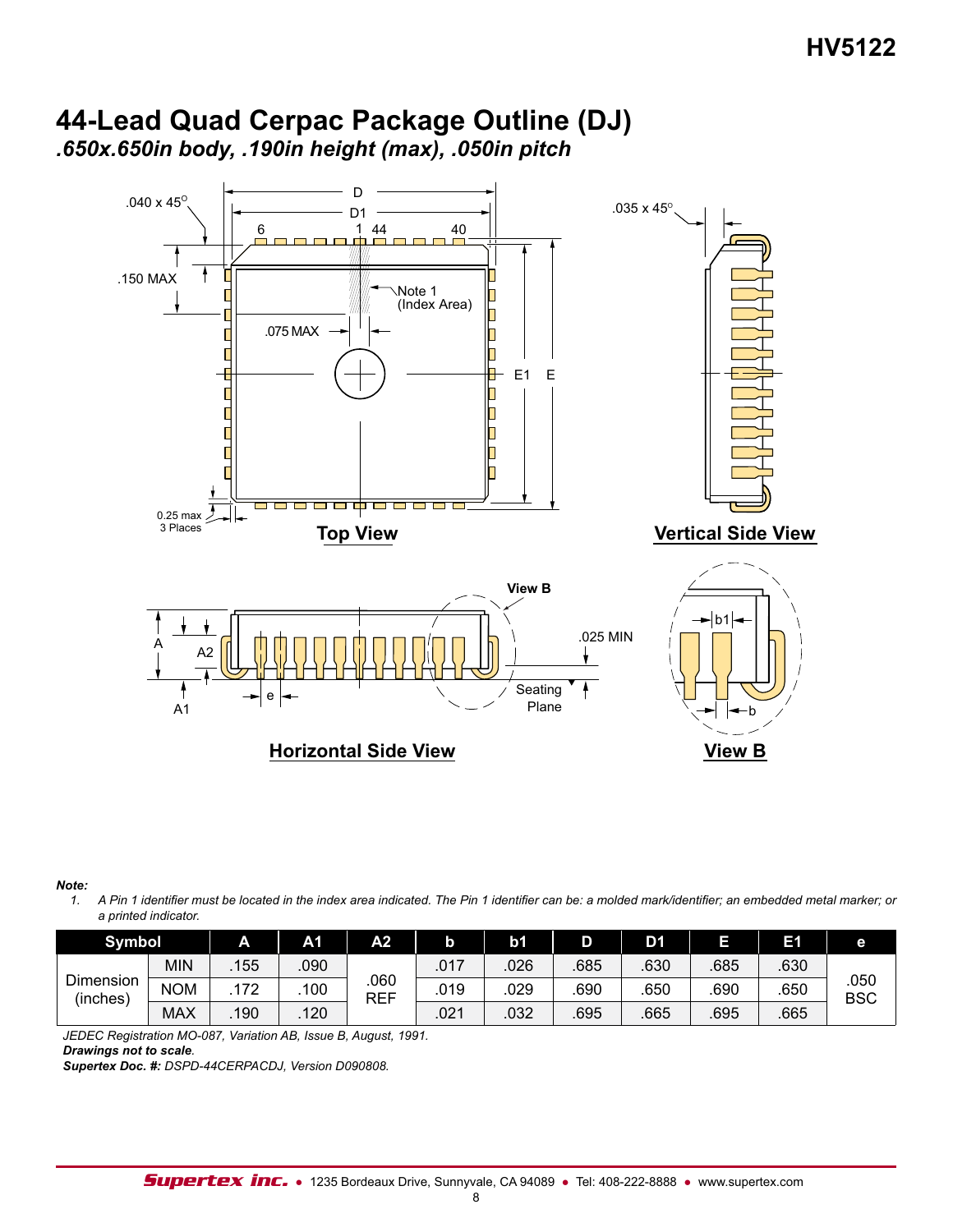# 44-Lead Quad Cerpac Package Outline (DJ)

*.650x.650in body, .190in height (max), .050in pitch*

**Note:**

1. *A Pin 1 identifier must be located in the index area indicated. The Pin 1 identifier can be: a molded mark/identifier; an embedded metal marker; or a printed indicator.*

| Symbol | | A | A1 | A2 | b | b1 | D | D1 | E | E1 | e |
|---|---|---|---|---|---|---|---|---|---|---|---|
| Dimension (inches) | MIN | .155 | .090 | .060 REF | .017 | .026 | .685 | .630 | .685 | .630 | .050 BSC |
| | NOM | .172 | .100 | | .019 | .029 | .690 | .650 | .690 | .650 | |
| | MAX | .190 | .120 | | .021 | .032 | .695 | .665 | .695 | .665 | |

*JEDEC Registration MO-087, Variation AB, Issue B, August, 1991.*

***Drawings not to scale.***

***Supertex Doc. #:*** *DSPD-44CERPACDJ, Version D090808.*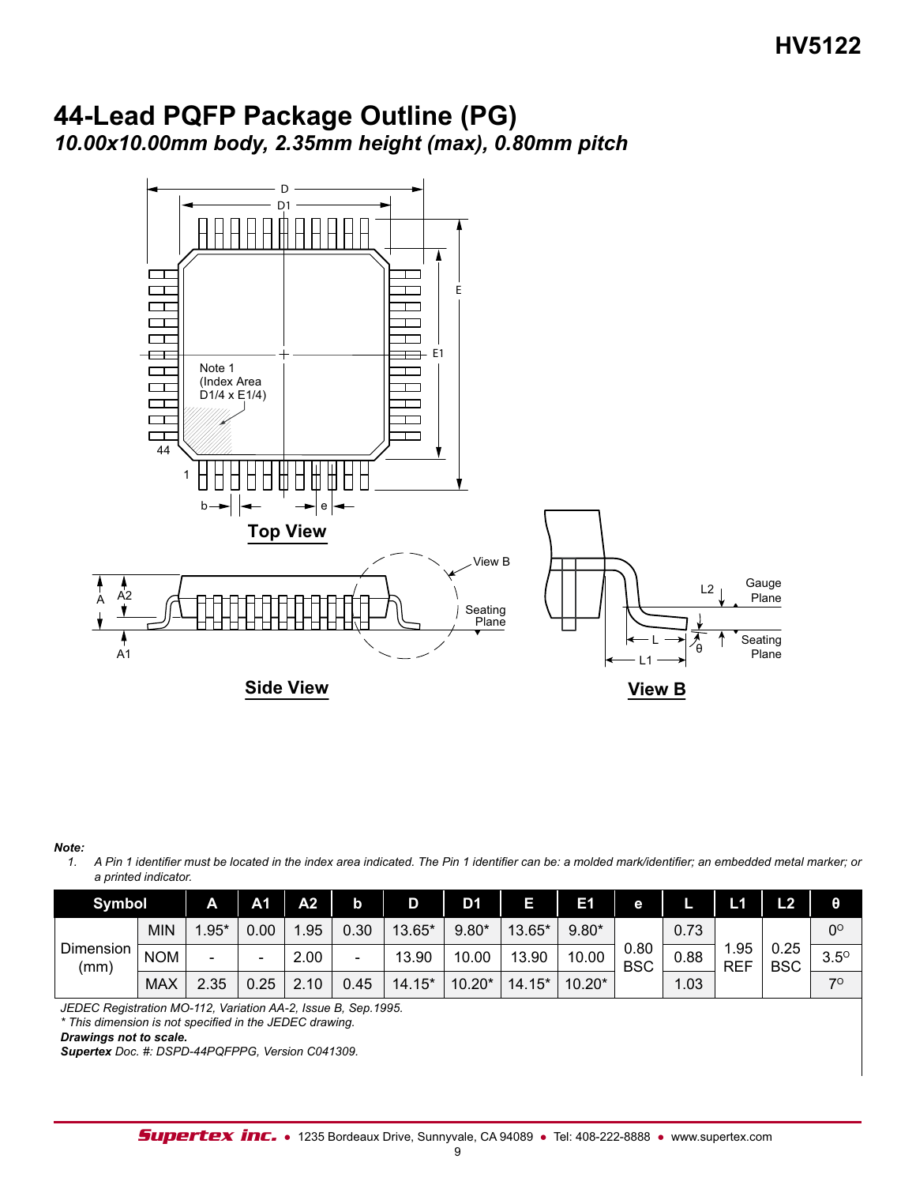## 44-Lead PQFP Package Outline (PG)

### *10.00x10.00mm body, 2.35mm height (max), 0.80mm pitch*

Top View

Side View

View B

***Note:***

1. *A Pin 1 identifier must be located in the index area indicated. The Pin 1 identifier can be: a molded mark/identifier; an embedded metal marker; or a printed indicator.*

| Symbol | | A | A1 | A2 | b | D | D1 | E | E1 | e | L | L1 | L2 | θ |
|---|---|---|---|---|---|---|---|---|---|---|---|---|---|---|
| Dimension (mm) | MIN | 1.95* | 0.00 | 1.95 | 0.30 | 13.65* | 9.80* | 13.65* | 9.80* | 0.80 BSC | 0.73 | 1.95 REF | 0.25 BSC | 0° |
| | NOM | - | - | 2.00 | - | 13.90 | 10.00 | 13.90 | 10.00 | | 0.88 | | | 3.5° |
| | MAX | 2.35 | 0.25 | 2.10 | 0.45 | 14.15* | 10.20* | 14.15* | 10.20* | | 1.03 | | | 7° |

*JEDEC Registration MO-112, Variation AA-2, Issue B, Sep.1995.*
*\* This dimension is not specified in the JEDEC drawing.*
***Drawings not to scale.***
***Supertex** Doc. #: DSPD-44PQFPPG, Version C041309.*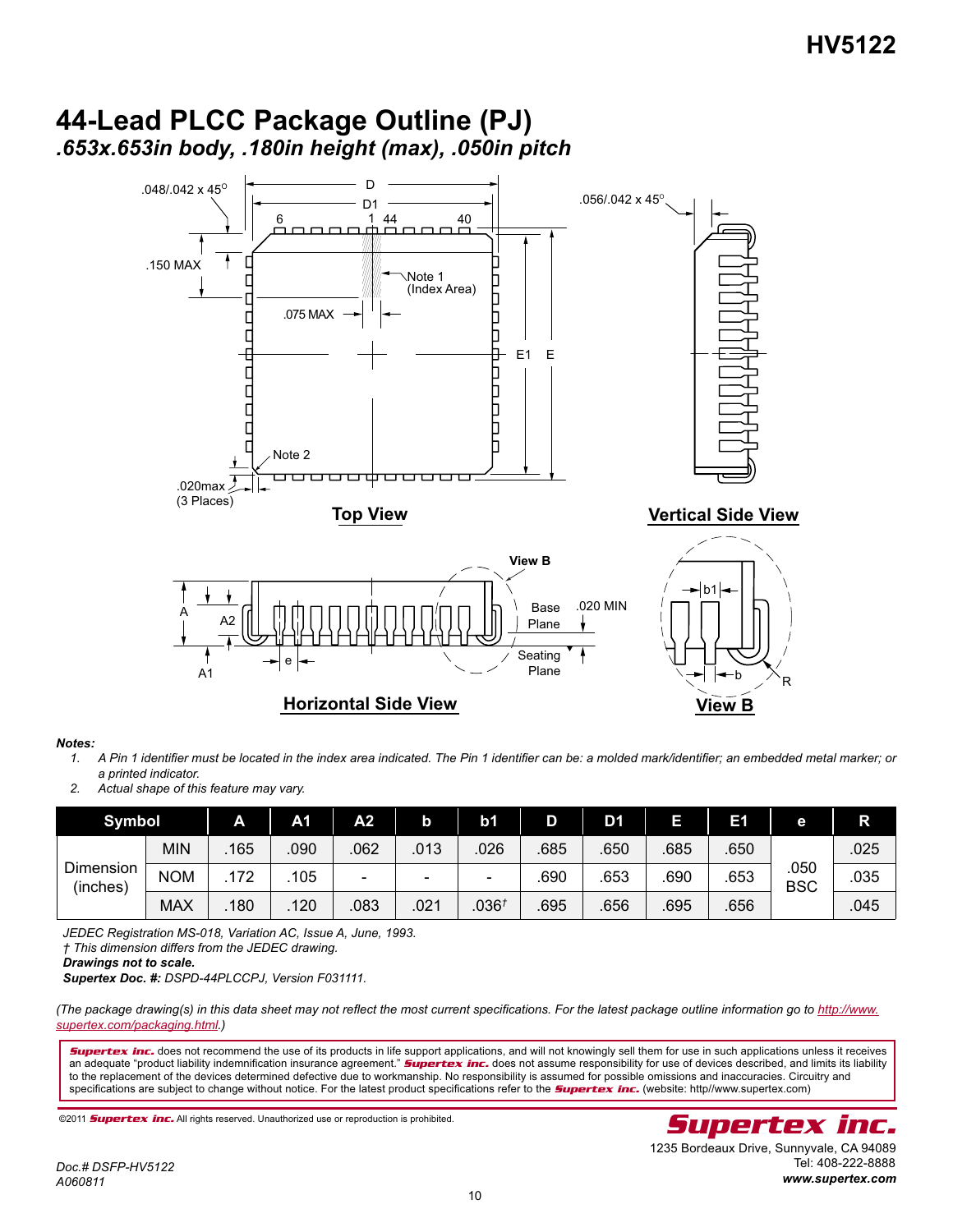## 44-Lead PLCC Package Outline (PJ)

### *.653x.653in body, .180in height (max), .050in pitch*

**Top View**

**Vertical Side View**

**Horizontal Side View**

**View B**

***Notes:***

1. *A Pin 1 identifier must be located in the index area indicated. The Pin 1 identifier can be: a molded mark/identifier; an embedded metal marker; or a printed indicator.*
2. *Actual shape of this feature may vary.*

| Symbol | | A | A1 | A2 | b | b1 | D | D1 | E | E1 | e | R |
|---|---|---|---|---|---|---|---|---|---|---|---|---|
| Dimension (inches) | MIN | .165 | .090 | .062 | .013 | .026 | .685 | .650 | .685 | .650 | .050 BSC | .025 |
| | NOM | .172 | .105 | - | - | - | .690 | .653 | .690 | .653 | | .035 |
| | MAX | .180 | .120 | .083 | .021 | .036† | .695 | .656 | .695 | .656 | | .045 |

*JEDEC Registration MS-018, Variation AC, Issue A, June, 1993.*
*† This dimension differs from the JEDEC drawing.*
***Drawings not to scale.***
***Supertex Doc. #:*** *DSPD-44PLCCPJ, Version F031111.*

*(The package drawing(s) in this data sheet may not reflect the most current specifications. For the latest package outline information go to http://www.supertex.com/packaging.html.)*

***Supertex inc.*** does not recommend the use of its products in life support applications, and will not knowingly sell them for use in such applications unless it receives an adequate "product liability indemnification insurance agreement." ***Supertex inc.*** does not assume responsibility for use of devices described, and limits its liability to the replacement of the devices determined defective due to workmanship. No responsibility is assumed for possible omissions and inaccuracies. Circuitry and specifications are subject to change without notice. For the latest product specifications refer to the ***Supertex inc.*** (website: http//www.supertex.com)

©2011 ***Supertex inc.*** All rights reserved. Unauthorized use or reproduction is prohibited.

***Supertex inc.***
1235 Bordeaux Drive, Sunnyvale, CA 94089
Tel: 408-222-8888
***www.supertex.com***

*Doc.# DSFP-HV5122*
*A060811*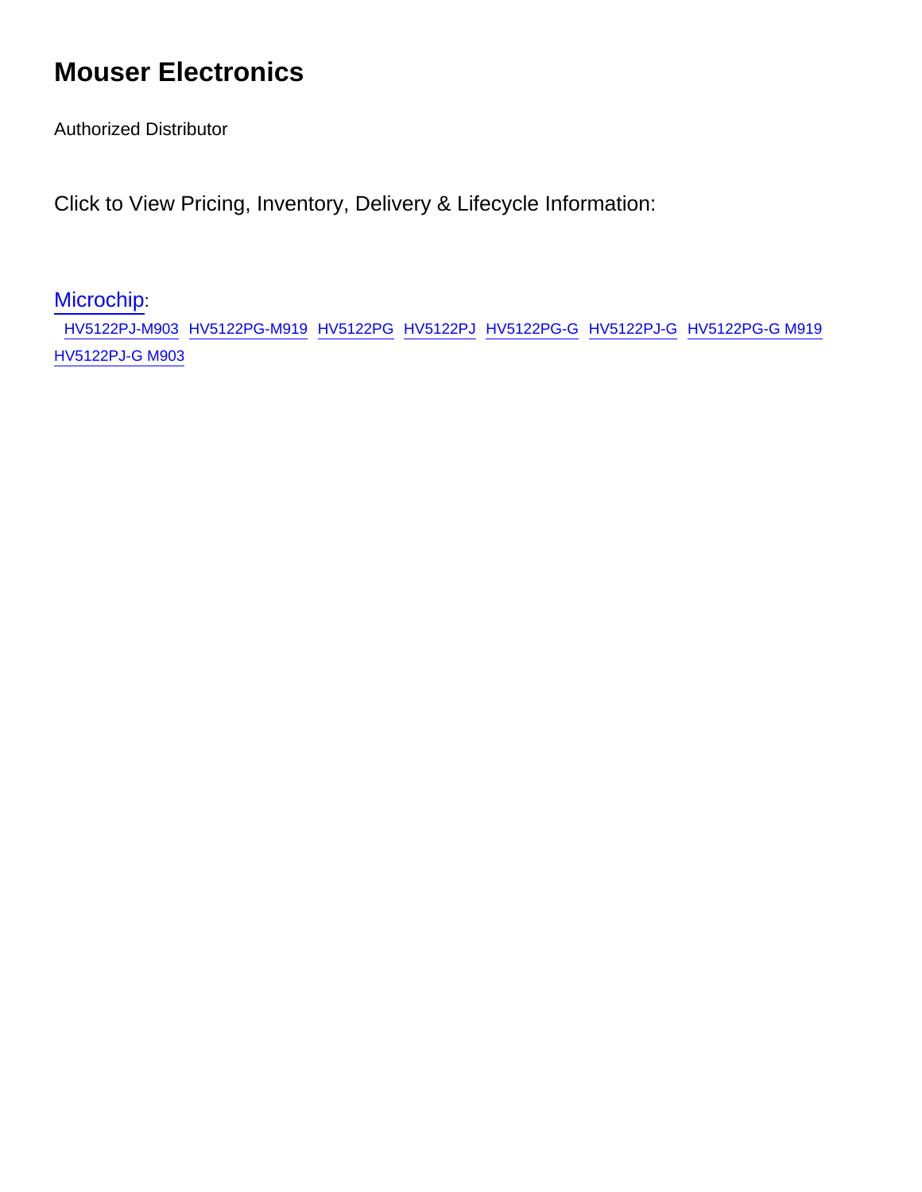# Mouser Electronics

Authorized Distributor

Click to View Pricing, Inventory, Delivery & Lifecycle Information:

Microchip:

HV5122PJ-M903 HV5122PG-M919 HV5122PG HV5122PJ HV5122PG-G HV5122PJ-G HV5122PG-G M919 HV5122PJ-G M903